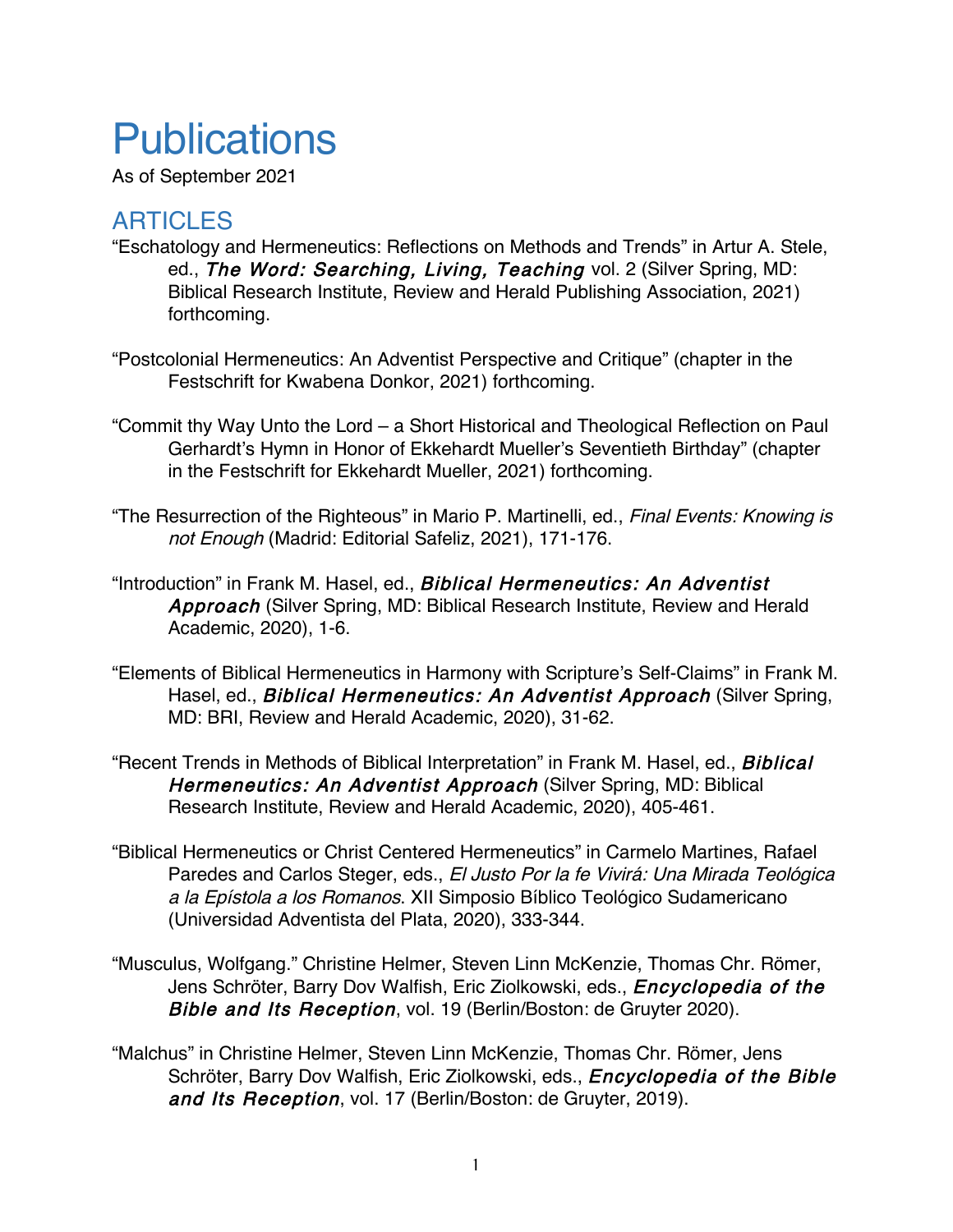# Publications

As of September 2021

## ARTICLES

"Eschatology and Hermeneutics: Reflections on Methods and Trends" in Artur A. Stele, ed., ***The Word: Searching, Living, Teaching*** vol. 2 (Silver Spring, MD: Biblical Research Institute, Review and Herald Publishing Association, 2021) forthcoming.

"Postcolonial Hermeneutics: An Adventist Perspective and Critique" (chapter in the Festschrift for Kwabena Donkor, 2021) forthcoming.

"Commit thy Way Unto the Lord – a Short Historical and Theological Reflection on Paul Gerhardt's Hymn in Honor of Ekkehardt Mueller's Seventieth Birthday" (chapter in the Festschrift for Ekkehardt Mueller, 2021) forthcoming.

"The Resurrection of the Righteous" in Mario P. Martinelli, ed., *Final Events: Knowing is not Enough* (Madrid: Editorial Safeliz, 2021), 171-176.

"Introduction" in Frank M. Hasel, ed., ***Biblical Hermeneutics: An Adventist Approach*** (Silver Spring, MD: Biblical Research Institute, Review and Herald Academic, 2020), 1-6.

"Elements of Biblical Hermeneutics in Harmony with Scripture's Self-Claims" in Frank M. Hasel, ed., ***Biblical Hermeneutics: An Adventist Approach*** (Silver Spring, MD: BRI, Review and Herald Academic, 2020), 31-62.

"Recent Trends in Methods of Biblical Interpretation" in Frank M. Hasel, ed., ***Biblical Hermeneutics: An Adventist Approach*** (Silver Spring, MD: Biblical Research Institute, Review and Herald Academic, 2020), 405-461.

"Biblical Hermeneutics or Christ Centered Hermeneutics" in Carmelo Martines, Rafael Paredes and Carlos Steger, eds., *El Justo Por la fe Vivirá: Una Mirada Teológica a la Epístola a los Romanos*. XII Simposio Bíblico Teológico Sudamericano (Universidad Adventista del Plata, 2020), 333-344.

"Musculus, Wolfgang." Christine Helmer, Steven Linn McKenzie, Thomas Chr. Römer, Jens Schröter, Barry Dov Walfish, Eric Ziolkowski, eds., ***Encyclopedia of the Bible and Its Reception***, vol. 19 (Berlin/Boston: de Gruyter 2020).

"Malchus" in Christine Helmer, Steven Linn McKenzie, Thomas Chr. Römer, Jens Schröter, Barry Dov Walfish, Eric Ziolkowski, eds., ***Encyclopedia of the Bible and Its Reception***, vol. 17 (Berlin/Boston: de Gruyter, 2019).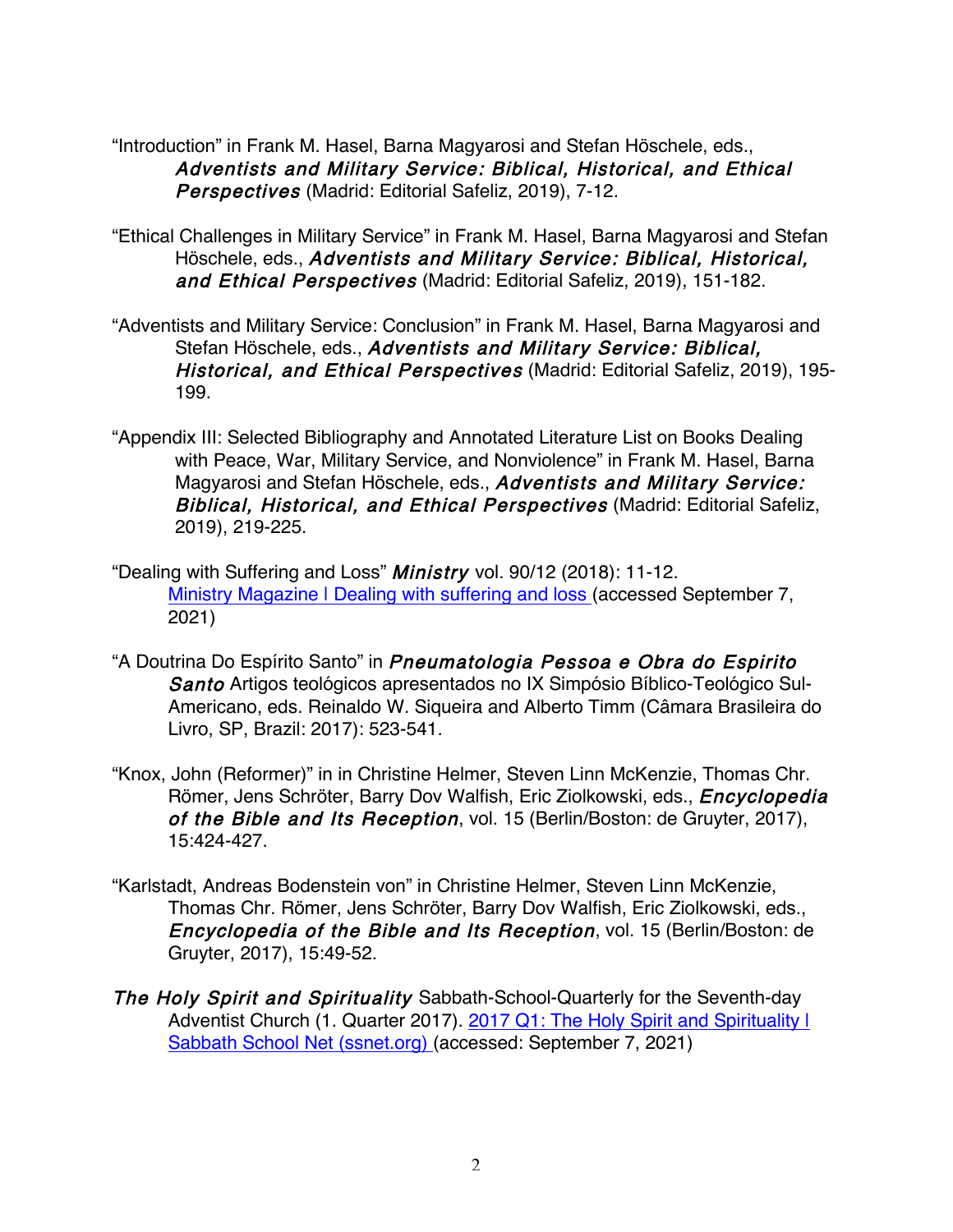"Introduction" in Frank M. Hasel, Barna Magyarosi and Stefan Höschele, eds., ***Adventists and Military Service: Biblical, Historical, and Ethical Perspectives*** (Madrid: Editorial Safeliz, 2019), 7-12.

"Ethical Challenges in Military Service" in Frank M. Hasel, Barna Magyarosi and Stefan Höschele, eds., ***Adventists and Military Service: Biblical, Historical, and Ethical Perspectives*** (Madrid: Editorial Safeliz, 2019), 151-182.

"Adventists and Military Service: Conclusion" in Frank M. Hasel, Barna Magyarosi and Stefan Höschele, eds., ***Adventists and Military Service: Biblical, Historical, and Ethical Perspectives*** (Madrid: Editorial Safeliz, 2019), 195-199.

"Appendix III: Selected Bibliography and Annotated Literature List on Books Dealing with Peace, War, Military Service, and Nonviolence" in Frank M. Hasel, Barna Magyarosi and Stefan Höschele, eds., ***Adventists and Military Service: Biblical, Historical, and Ethical Perspectives*** (Madrid: Editorial Safeliz, 2019), 219-225.

"Dealing with Suffering and Loss" ***Ministry*** vol. 90/12 (2018): 11-12. Ministry Magazine | Dealing with suffering and loss (accessed September 7, 2021)

"A Doutrina Do Espírito Santo" in ***Pneumatologia Pessoa e Obra do Espirito Santo*** Artigos teológicos apresentados no IX Simpósio Bíblico-Teológico Sul-Americano, eds. Reinaldo W. Siqueira and Alberto Timm (Câmara Brasileira do Livro, SP, Brazil: 2017): 523-541.

"Knox, John (Reformer)" in in Christine Helmer, Steven Linn McKenzie, Thomas Chr. Römer, Jens Schröter, Barry Dov Walfish, Eric Ziolkowski, eds., ***Encyclopedia of the Bible and Its Reception***, vol. 15 (Berlin/Boston: de Gruyter, 2017), 15:424-427.

"Karlstadt, Andreas Bodenstein von" in Christine Helmer, Steven Linn McKenzie, Thomas Chr. Römer, Jens Schröter, Barry Dov Walfish, Eric Ziolkowski, eds., ***Encyclopedia of the Bible and Its Reception***, vol. 15 (Berlin/Boston: de Gruyter, 2017), 15:49-52.

***The Holy Spirit and Spirituality*** Sabbath-School-Quarterly for the Seventh-day Adventist Church (1. Quarter 2017). 2017 Q1: The Holy Spirit and Spirituality | Sabbath School Net (ssnet.org) (accessed: September 7, 2021)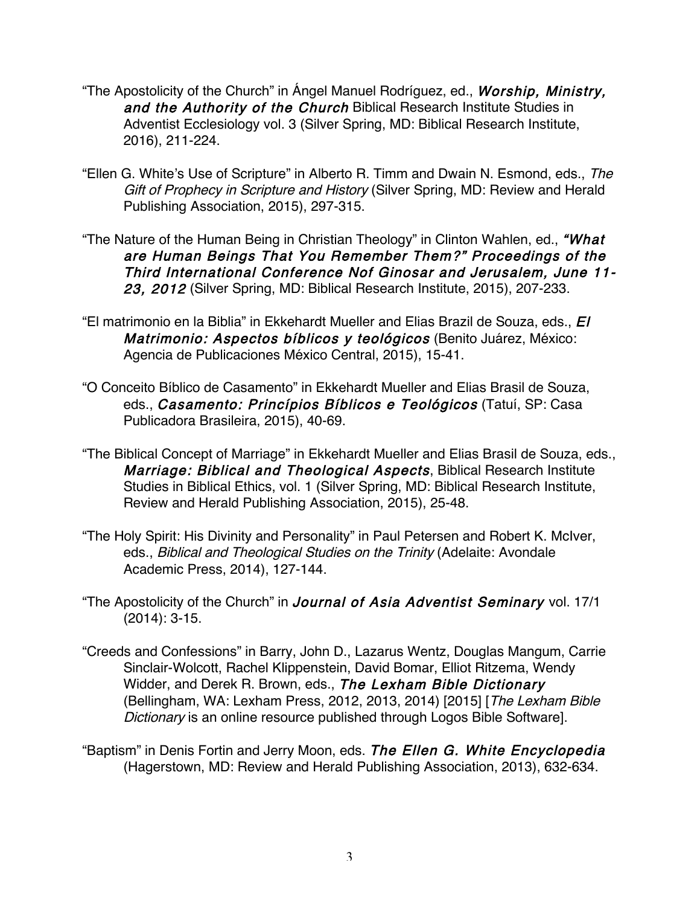"The Apostolicity of the Church" in Ángel Manuel Rodríguez, ed., ***Worship, Ministry, and the Authority of the Church*** Biblical Research Institute Studies in Adventist Ecclesiology vol. 3 (Silver Spring, MD: Biblical Research Institute, 2016), 211-224.

"Ellen G. White's Use of Scripture" in Alberto R. Timm and Dwain N. Esmond, eds., *The Gift of Prophecy in Scripture and History* (Silver Spring, MD: Review and Herald Publishing Association, 2015), 297-315.

"The Nature of the Human Being in Christian Theology" in Clinton Wahlen, ed., ***"What are Human Beings That You Remember Them?" Proceedings of the Third International Conference Nof Ginosar and Jerusalem, June 11-23, 2012*** (Silver Spring, MD: Biblical Research Institute, 2015), 207-233.

"El matrimonio en la Biblia" in Ekkehardt Mueller and Elias Brazil de Souza, eds., ***El Matrimonio: Aspectos bíblicos y teológicos*** (Benito Juárez, México: Agencia de Publicaciones México Central, 2015), 15-41.

"O Conceito Bíblico de Casamento" in Ekkehardt Mueller and Elias Brasil de Souza, eds., ***Casamento: Princípios Bíblicos e Teológicos*** (Tatuí, SP: Casa Publicadora Brasileira, 2015), 40-69.

"The Biblical Concept of Marriage" in Ekkehardt Mueller and Elias Brasil de Souza, eds., ***Marriage: Biblical and Theological Aspects***, Biblical Research Institute Studies in Biblical Ethics, vol. 1 (Silver Spring, MD: Biblical Research Institute, Review and Herald Publishing Association, 2015), 25-48.

"The Holy Spirit: His Divinity and Personality" in Paul Petersen and Robert K. McIver, eds., *Biblical and Theological Studies on the Trinity* (Adelaite: Avondale Academic Press, 2014), 127-144.

"The Apostolicity of the Church" in ***Journal of Asia Adventist Seminary*** vol. 17/1 (2014): 3-15.

"Creeds and Confessions" in Barry, John D., Lazarus Wentz, Douglas Mangum, Carrie Sinclair-Wolcott, Rachel Klippenstein, David Bomar, Elliot Ritzema, Wendy Widder, and Derek R. Brown, eds., ***The Lexham Bible Dictionary*** (Bellingham, WA: Lexham Press, 2012, 2013, 2014) [2015] [*The Lexham Bible Dictionary* is an online resource published through Logos Bible Software].

"Baptism" in Denis Fortin and Jerry Moon, eds. ***The Ellen G. White Encyclopedia*** (Hagerstown, MD: Review and Herald Publishing Association, 2013), 632-634.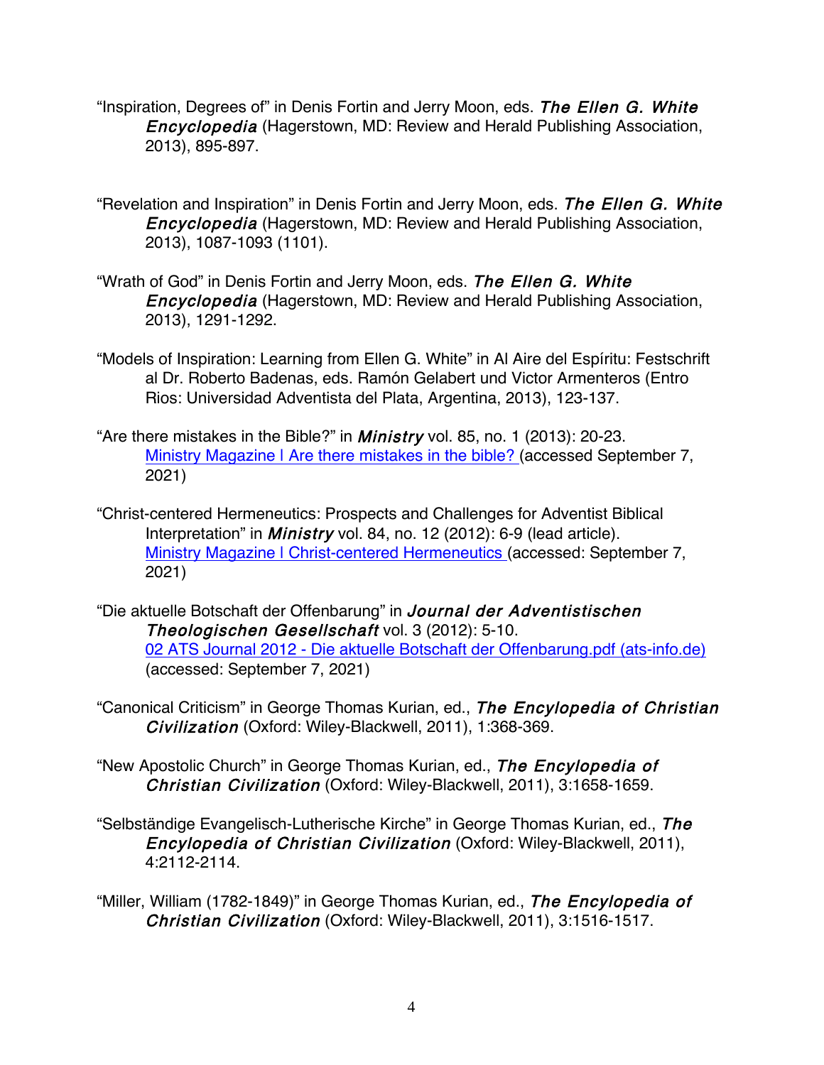"Inspiration, Degrees of" in Denis Fortin and Jerry Moon, eds. ***The Ellen G. White Encyclopedia*** (Hagerstown, MD: Review and Herald Publishing Association, 2013), 895-897.

"Revelation and Inspiration" in Denis Fortin and Jerry Moon, eds. ***The Ellen G. White Encyclopedia*** (Hagerstown, MD: Review and Herald Publishing Association, 2013), 1087-1093 (1101).

"Wrath of God" in Denis Fortin and Jerry Moon, eds. ***The Ellen G. White Encyclopedia*** (Hagerstown, MD: Review and Herald Publishing Association, 2013), 1291-1292.

"Models of Inspiration: Learning from Ellen G. White" in Al Aire del Espíritu: Festschrift al Dr. Roberto Badenas, eds. Ramón Gelabert und Victor Armenteros (Entro Rios: Universidad Adventista del Plata, Argentina, 2013), 123-137.

"Are there mistakes in the Bible?" in ***Ministry*** vol. 85, no. 1 (2013): 20-23. Ministry Magazine | Are there mistakes in the bible? (accessed September 7, 2021)

"Christ-centered Hermeneutics: Prospects and Challenges for Adventist Biblical Interpretation" in ***Ministry*** vol. 84, no. 12 (2012): 6-9 (lead article). Ministry Magazine | Christ-centered Hermeneutics (accessed: September 7, 2021)

"Die aktuelle Botschaft der Offenbarung" in ***Journal der Adventistischen Theologischen Gesellschaft*** vol. 3 (2012): 5-10. 02 ATS Journal 2012 - Die aktuelle Botschaft der Offenbarung.pdf (ats-info.de) (accessed: September 7, 2021)

"Canonical Criticism" in George Thomas Kurian, ed., ***The Encylopedia of Christian Civilization*** (Oxford: Wiley-Blackwell, 2011), 1:368-369.

"New Apostolic Church" in George Thomas Kurian, ed., ***The Encylopedia of Christian Civilization*** (Oxford: Wiley-Blackwell, 2011), 3:1658-1659.

"Selbständige Evangelisch-Lutherische Kirche" in George Thomas Kurian, ed., ***The Encylopedia of Christian Civilization*** (Oxford: Wiley-Blackwell, 2011), 4:2112-2114.

"Miller, William (1782-1849)" in George Thomas Kurian, ed., ***The Encylopedia of Christian Civilization*** (Oxford: Wiley-Blackwell, 2011), 3:1516-1517.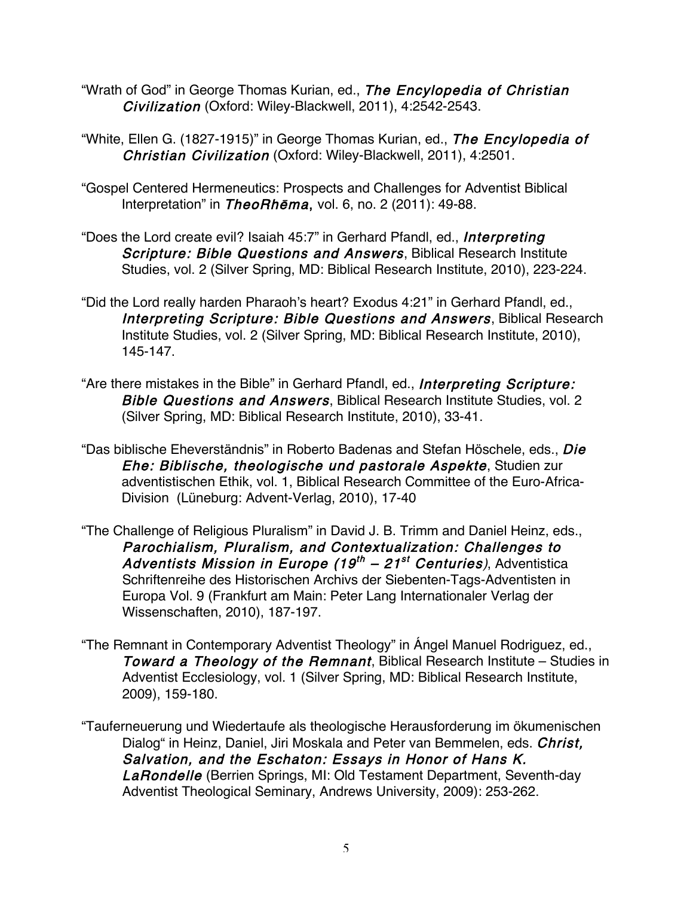“Wrath of God” in George Thomas Kurian, ed., *The Encylopedia of Christian Civilization* (Oxford: Wiley-Blackwell, 2011), 4:2542-2543.

“White, Ellen G. (1827-1915)” in George Thomas Kurian, ed., *The Encylopedia of Christian Civilization* (Oxford: Wiley-Blackwell, 2011), 4:2501.

“Gospel Centered Hermeneutics: Prospects and Challenges for Adventist Biblical Interpretation” in ***TheoRhēma***, vol. 6, no. 2 (2011): 49-88.

“Does the Lord create evil? Isaiah 45:7” in Gerhard Pfandl, ed., *Interpreting Scripture: Bible Questions and Answers*, Biblical Research Institute Studies, vol. 2 (Silver Spring, MD: Biblical Research Institute, 2010), 223-224.

“Did the Lord really harden Pharaoh’s heart? Exodus 4:21” in Gerhard Pfandl, ed., *Interpreting Scripture: Bible Questions and Answers*, Biblical Research Institute Studies, vol. 2 (Silver Spring, MD: Biblical Research Institute, 2010), 145-147.

“Are there mistakes in the Bible” in Gerhard Pfandl, ed., *Interpreting Scripture: Bible Questions and Answers*, Biblical Research Institute Studies, vol. 2 (Silver Spring, MD: Biblical Research Institute, 2010), 33-41.

“Das biblische Eheverständnis” in Roberto Badenas and Stefan Höschele, eds., *Die Ehe: Biblische, theologische und pastorale Aspekte*, Studien zur adventistischen Ethik, vol. 1, Biblical Research Committee of the Euro-Africa-Division (Lüneburg: Advent-Verlag, 2010), 17-40

“The Challenge of Religious Pluralism” in David J. B. Trimm and Daniel Heinz, eds., *Parochialism, Pluralism, and Contextualization: Challenges to Adventists Mission in Europe (19th – 21st Centuries)*, Adventistica Schriftenreihe des Historischen Archivs der Siebenten-Tags-Adventisten in Europa Vol. 9 (Frankfurt am Main: Peter Lang Internationaler Verlag der Wissenschaften, 2010), 187-197.

“The Remnant in Contemporary Adventist Theology” in Ángel Manuel Rodriguez, ed., *Toward a Theology of the Remnant*, Biblical Research Institute – Studies in Adventist Ecclesiology, vol. 1 (Silver Spring, MD: Biblical Research Institute, 2009), 159-180.

“Tauferneuerung und Wiedertaufe als theologische Herausforderung im ökumenischen Dialog“ in Heinz, Daniel, Jiri Moskala and Peter van Bemmelen, eds. *Christ, Salvation, and the Eschaton: Essays in Honor of Hans K. LaRondelle* (Berrien Springs, MI: Old Testament Department, Seventh-day Adventist Theological Seminary, Andrews University, 2009): 253-262.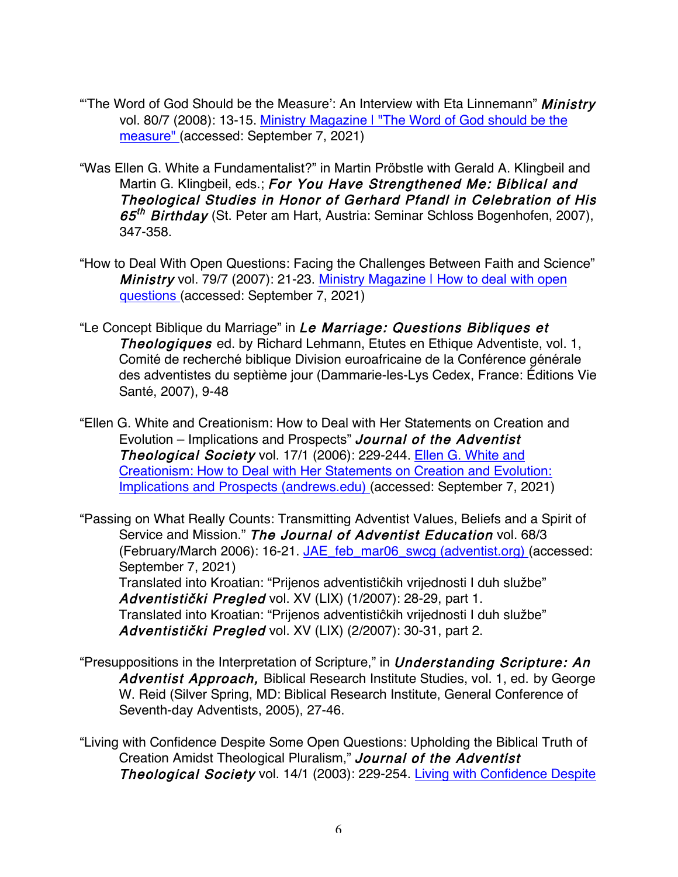"'The Word of God Should be the Measure': An Interview with Eta Linnemann" ***Ministry*** vol. 80/7 (2008): 13-15. [Ministry Magazine | "The Word of God should be the measure"](#) (accessed: September 7, 2021)

"Was Ellen G. White a Fundamentalist?" in Martin Pröbstle with Gerald A. Klingbeil and Martin G. Klingbeil, eds.; ***For You Have Strengthened Me: Biblical and Theological Studies in Honor of Gerhard Pfandl in Celebration of His 65th Birthday*** (St. Peter am Hart, Austria: Seminar Schloss Bogenhofen, 2007), 347-358.

"How to Deal With Open Questions: Facing the Challenges Between Faith and Science" ***Ministry*** vol. 79/7 (2007): 21-23. [Ministry Magazine | How to deal with open questions](#) (accessed: September 7, 2021)

"Le Concept Biblique du Marriage" in ***Le Marriage: Questions Bibliques et Theologiques*** ed. by Richard Lehmann, Etutes en Ethique Adventiste, vol. 1, Comité de recherché biblique Division euroafricaine de la Conférence générale des adventistes du septième jour (Dammarie-les-Lys Cedex, France: Éditions Vie Santé, 2007), 9-48

"Ellen G. White and Creationism: How to Deal with Her Statements on Creation and Evolution – Implications and Prospects" ***Journal of the Adventist Theological Society*** vol. 17/1 (2006): 229-244. [Ellen G. White and Creationism: How to Deal with Her Statements on Creation and Evolution: Implications and Prospects (andrews.edu)](#) (accessed: September 7, 2021)

"Passing on What Really Counts: Transmitting Adventist Values, Beliefs and a Spirit of Service and Mission." ***The Journal of Adventist Education*** vol. 68/3 (February/March 2006): 16-21. [JAE_feb_mar06_swcg (adventist.org)](#) (accessed: September 7, 2021)
Translated into Kroatian: "Prijenos adventistiĉkih vrijednosti I duh službe" ***Adventistički Pregled*** vol. XV (LIX) (1/2007): 28-29, part 1.
Translated into Kroatian: "Prijenos adventistiĉkih vrijednosti I duh službe" ***Adventistički Pregled*** vol. XV (LIX) (2/2007): 30-31, part 2.

"Presuppositions in the Interpretation of Scripture," in ***Understanding Scripture: An Adventist Approach,*** Biblical Research Institute Studies, vol. 1, ed. by George W. Reid (Silver Spring, MD: Biblical Research Institute, General Conference of Seventh-day Adventists, 2005), 27-46.

"Living with Confidence Despite Some Open Questions: Upholding the Biblical Truth of Creation Amidst Theological Pluralism," ***Journal of the Adventist Theological Society*** vol. 14/1 (2003): 229-254. [Living with Confidence Despite](#)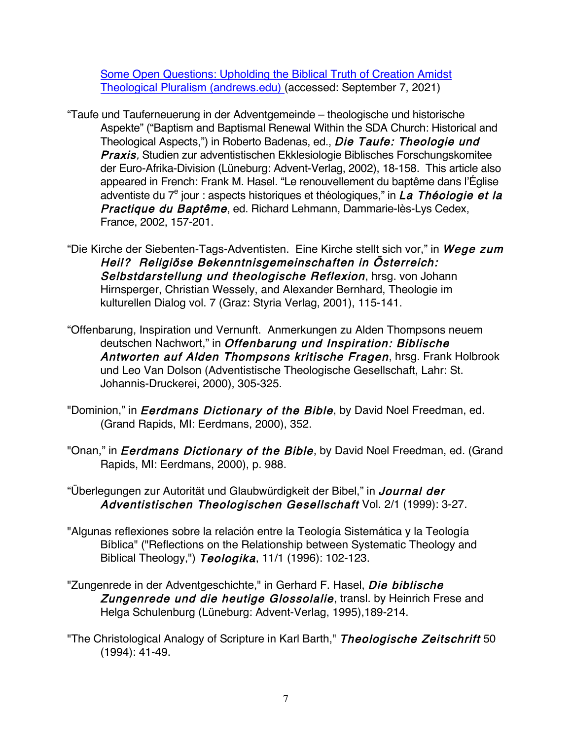[Some Open Questions: Upholding the Biblical Truth of Creation Amidst Theological Pluralism (andrews.edu)](#) (accessed: September 7, 2021)

"Taufe und Tauferneuerung in der Adventgemeinde – theologische und historische Aspekte" ("Baptism and Baptismal Renewal Within the SDA Church: Historical and Theological Aspects,") in Roberto Badenas, ed., ***Die Taufe: Theologie und Praxis,*** Studien zur adventistischen Ekklesiologie Biblisches Forschungskomitee der Euro-Afrika-Division (Lüneburg: Advent-Verlag, 2002), 18-158. This article also appeared in French: Frank M. Hasel. "Le renouvellement du baptême dans l'Église adventiste du 7e jour : aspects historiques et théologiques," in ***La Théologie et la Practique du Baptême***, ed. Richard Lehmann, Dammarie-lès-Lys Cedex, France, 2002, 157-201.

"Die Kirche der Siebenten-Tags-Adventisten. Eine Kirche stellt sich vor," in ***Wege zum Heil? Religiöse Bekenntnisgemeinschaften in Österreich: Selbstdarstellung und theologische Reflexion***, hrsg. von Johann Hirnsperger, Christian Wessely, and Alexander Bernhard, Theologie im kulturellen Dialog vol. 7 (Graz: Styria Verlag, 2001), 115-141.

"Offenbarung, Inspiration und Vernunft. Anmerkungen zu Alden Thompsons neuem deutschen Nachwort," in ***Offenbarung und Inspiration: Biblische Antworten auf Alden Thompsons kritische Fragen***, hrsg. Frank Holbrook und Leo Van Dolson (Adventistische Theologische Gesellschaft, Lahr: St. Johannis-Druckerei, 2000), 305-325.

"Dominion," in ***Eerdmans Dictionary of the Bible***, by David Noel Freedman, ed. (Grand Rapids, MI: Eerdmans, 2000), 352.

"Onan," in ***Eerdmans Dictionary of the Bible***, by David Noel Freedman, ed. (Grand Rapids, MI: Eerdmans, 2000), p. 988.

"Überlegungen zur Autorität und Glaubwürdigkeit der Bibel," in ***Journal der Adventistischen Theologischen Gesellschaft*** Vol. 2/1 (1999): 3-27.

"Algunas reflexiones sobre la relación entre la Teología Sistemática y la Teología Bíblica" ("Reflections on the Relationship between Systematic Theology and Biblical Theology,") ***Teologika***, 11/1 (1996): 102-123.

"Zungenrede in der Adventgeschichte," in Gerhard F. Hasel, ***Die biblische Zungenrede und die heutige Glossolalie***, transl. by Heinrich Frese and Helga Schulenburg (Lüneburg: Advent-Verlag, 1995),189-214.

"The Christological Analogy of Scripture in Karl Barth," ***Theologische Zeitschrift*** 50 (1994): 41-49.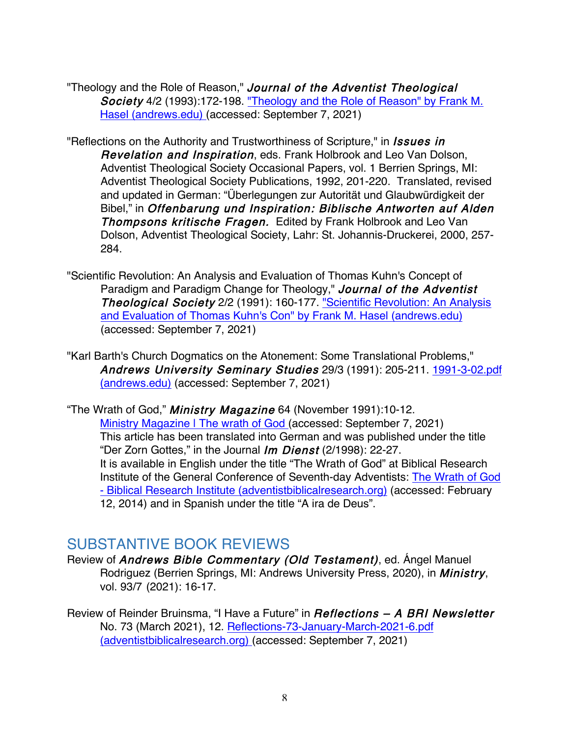"Theology and the Role of Reason," ***Journal of the Adventist Theological Society*** 4/2 (1993):172-198. ["Theology and the Role of Reason" by Frank M. Hasel (andrews.edu)]() (accessed: September 7, 2021)

"Reflections on the Authority and Trustworthiness of Scripture," in ***Issues in Revelation and Inspiration***, eds. Frank Holbrook and Leo Van Dolson, Adventist Theological Society Occasional Papers, vol. 1 Berrien Springs, MI: Adventist Theological Society Publications, 1992, 201-220. Translated, revised and updated in German: "Überlegungen zur Autorität und Glaubwürdigkeit der Bibel," in ***Offenbarung und Inspiration: Biblische Antworten auf Alden Thompsons kritische Fragen.*** Edited by Frank Holbrook and Leo Van Dolson, Adventist Theological Society, Lahr: St. Johannis-Druckerei, 2000, 257-284.

"Scientific Revolution: An Analysis and Evaluation of Thomas Kuhn's Concept of Paradigm and Paradigm Change for Theology," ***Journal of the Adventist Theological Society*** 2/2 (1991): 160-177. ["Scientific Revolution: An Analysis and Evaluation of Thomas Kuhn's Con" by Frank M. Hasel (andrews.edu)]() (accessed: September 7, 2021)

"Karl Barth's Church Dogmatics on the Atonement: Some Translational Problems," ***Andrews University Seminary Studies*** 29/3 (1991): 205-211. [1991-3-02.pdf (andrews.edu)]() (accessed: September 7, 2021)

"The Wrath of God," ***Ministry Magazine*** 64 (November 1991):10-12. [Ministry Magazine | The wrath of God]() (accessed: September 7, 2021) This article has been translated into German and was published under the title "Der Zorn Gottes," in the Journal ***Im Dienst*** (2/1998): 22-27. It is available in English under the title "The Wrath of God" at Biblical Research Institute of the General Conference of Seventh-day Adventists: [The Wrath of God - Biblical Research Institute (adventistbiblicalresearch.org)]() (accessed: February 12, 2014) and in Spanish under the title "A ira de Deus".

## SUBSTANTIVE BOOK REVIEWS

Review of ***Andrews Bible Commentary (Old Testament)***, ed. Ángel Manuel Rodriguez (Berrien Springs, MI: Andrews University Press, 2020), in ***Ministry***, vol. 93/7 (2021): 16-17.

Review of Reinder Bruinsma, "I Have a Future" in ***Reflections – A BRI Newsletter*** No. 73 (March 2021), 12. [Reflections-73-January-March-2021-6.pdf (adventistbiblicalresearch.org)]() (accessed: September 7, 2021)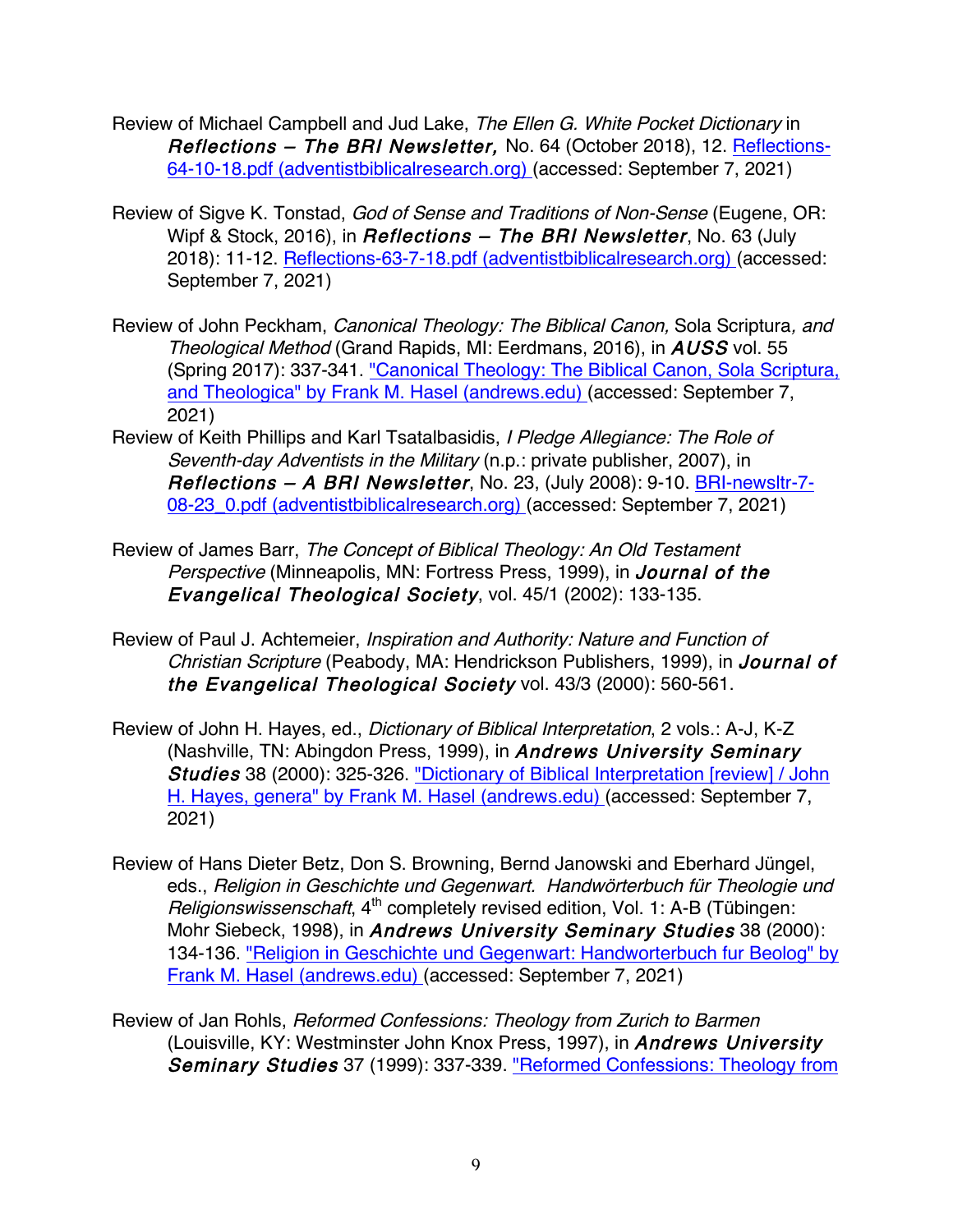Review of Michael Campbell and Jud Lake, *The Ellen G. White Pocket Dictionary* in ***Reflections – The BRI Newsletter,*** No. 64 (October 2018), 12. [Reflections-64-10-18.pdf (adventistbiblicalresearch.org)](Reflections-64-10-18.pdf) (accessed: September 7, 2021)

Review of Sigve K. Tonstad, *God of Sense and Traditions of Non-Sense* (Eugene, OR: Wipf & Stock, 2016), in ***Reflections – The BRI Newsletter***, No. 63 (July 2018): 11-12. Reflections-63-7-18.pdf (adventistbiblicalresearch.org) (accessed: September 7, 2021)

Review of John Peckham, *Canonical Theology: The Biblical Canon,* Sola Scriptura*, and Theological Method* (Grand Rapids, MI: Eerdmans, 2016), in ***AUSS*** vol. 55 (Spring 2017): 337-341. "Canonical Theology: The Biblical Canon, Sola Scriptura, and Theologica" by Frank M. Hasel (andrews.edu) (accessed: September 7, 2021)

Review of Keith Phillips and Karl Tsatalbasidis, *I Pledge Allegiance: The Role of Seventh-day Adventists in the Military* (n.p.: private publisher, 2007), in ***Reflections – A BRI Newsletter***, No. 23, (July 2008): 9-10. BRI-newsltr-7-08-23_0.pdf (adventistbiblicalresearch.org) (accessed: September 7, 2021)

Review of James Barr, *The Concept of Biblical Theology: An Old Testament Perspective* (Minneapolis, MN: Fortress Press, 1999), in ***Journal of the Evangelical Theological Society***, vol. 45/1 (2002): 133-135.

Review of Paul J. Achtemeier, *Inspiration and Authority: Nature and Function of Christian Scripture* (Peabody, MA: Hendrickson Publishers, 1999), in ***Journal of the Evangelical Theological Society*** vol. 43/3 (2000): 560-561.

Review of John H. Hayes, ed., *Dictionary of Biblical Interpretation*, 2 vols.: A-J, K-Z (Nashville, TN: Abingdon Press, 1999), in ***Andrews University Seminary Studies*** 38 (2000): 325-326. "Dictionary of Biblical Interpretation [review] / John H. Hayes, genera" by Frank M. Hasel (andrews.edu) (accessed: September 7, 2021)

Review of Hans Dieter Betz, Don S. Browning, Bernd Janowski and Eberhard Jüngel, eds., *Religion in Geschichte und Gegenwart. Handwörterbuch für Theologie und Religionswissenschaft*, 4th completely revised edition, Vol. 1: A-B (Tübingen: Mohr Siebeck, 1998), in ***Andrews University Seminary Studies*** 38 (2000): 134-136. "Religion in Geschichte und Gegenwart: Handworterbuch fur Beolog" by Frank M. Hasel (andrews.edu) (accessed: September 7, 2021)

Review of Jan Rohls, *Reformed Confessions: Theology from Zurich to Barmen* (Louisville, KY: Westminster John Knox Press, 1997), in ***Andrews University Seminary Studies*** 37 (1999): 337-339. "Reformed Confessions: Theology from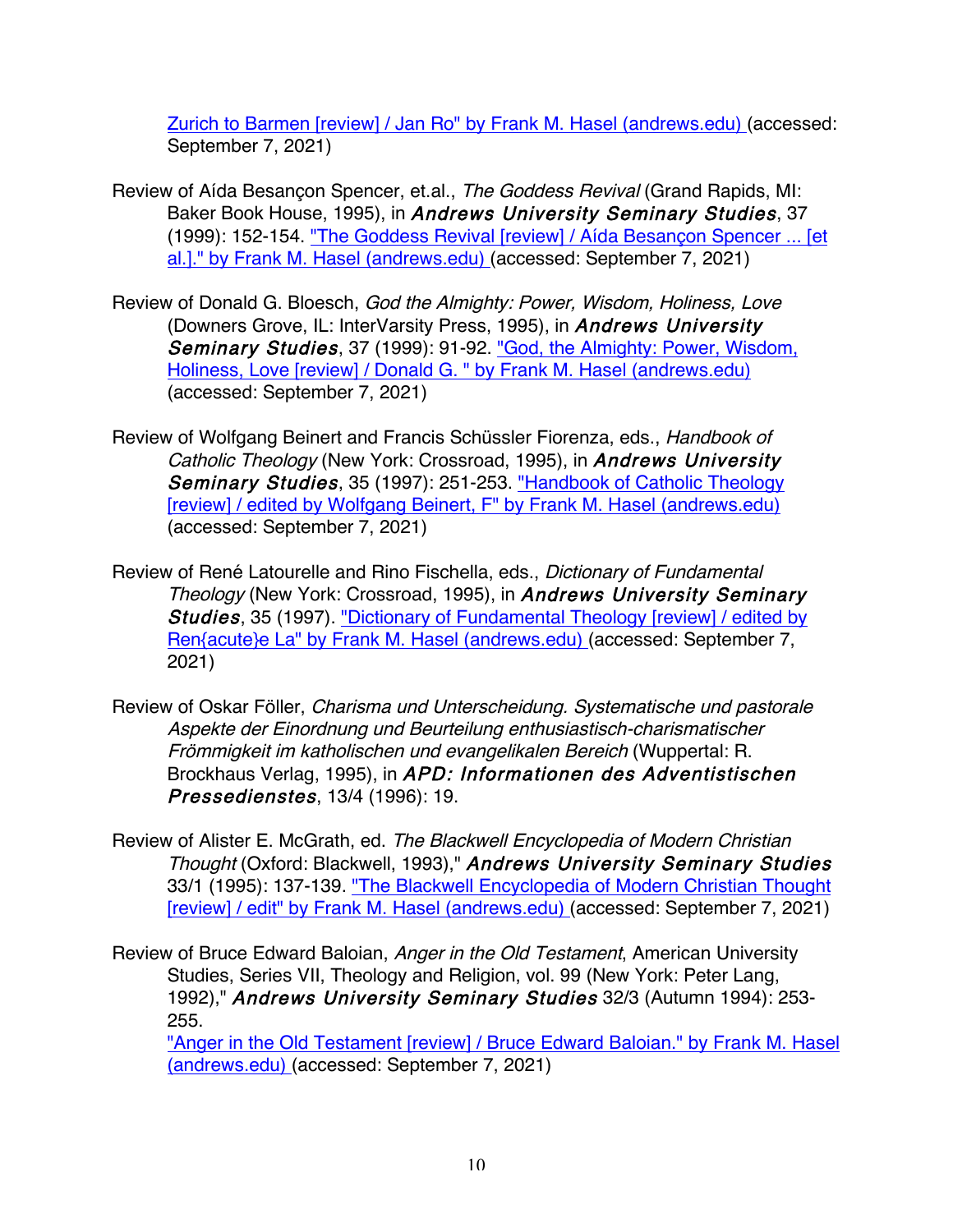[Zurich to Barmen [review] / Jan Ro" by Frank M. Hasel (andrews.edu)](#) (accessed: September 7, 2021)

Review of Aída Besançon Spencer, et.al., *The Goddess Revival* (Grand Rapids, MI: Baker Book House, 1995), in ***Andrews University Seminary Studies***, 37 (1999): 152-154. ["The Goddess Revival [review] / Aída Besançon Spencer ... [et al.]." by Frank M. Hasel (andrews.edu)](#) (accessed: September 7, 2021)

Review of Donald G. Bloesch, *God the Almighty: Power, Wisdom, Holiness, Love* (Downers Grove, IL: InterVarsity Press, 1995), in ***Andrews University Seminary Studies***, 37 (1999): 91-92. ["God, the Almighty: Power, Wisdom, Holiness, Love [review] / Donald G. " by Frank M. Hasel (andrews.edu)](#) (accessed: September 7, 2021)

Review of Wolfgang Beinert and Francis Schüssler Fiorenza, eds., *Handbook of Catholic Theology* (New York: Crossroad, 1995), in ***Andrews University Seminary Studies***, 35 (1997): 251-253. ["Handbook of Catholic Theology [review] / edited by Wolfgang Beinert, F" by Frank M. Hasel (andrews.edu)](#) (accessed: September 7, 2021)

Review of René Latourelle and Rino Fischella, eds., *Dictionary of Fundamental Theology* (New York: Crossroad, 1995), in ***Andrews University Seminary Studies***, 35 (1997). ["Dictionary of Fundamental Theology [review] / edited by Ren{acute}e La" by Frank M. Hasel (andrews.edu)](#) (accessed: September 7, 2021)

Review of Oskar Föller, *Charisma und Unterscheidung. Systematische und pastorale Aspekte der Einordnung und Beurteilung enthusiastisch-charismatischer Frömmigkeit im katholischen und evangelikalen Bereich* (Wuppertal: R. Brockhaus Verlag, 1995), in ***APD: Informationen des Adventistischen Pressedienstes***, 13/4 (1996): 19.

Review of Alister E. McGrath, ed. *The Blackwell Encyclopedia of Modern Christian Thought* (Oxford: Blackwell, 1993)," ***Andrews University Seminary Studies*** 33/1 (1995): 137-139. ["The Blackwell Encyclopedia of Modern Christian Thought [review] / edit" by Frank M. Hasel (andrews.edu)](#) (accessed: September 7, 2021)

Review of Bruce Edward Baloian, *Anger in the Old Testament*, American University Studies, Series VII, Theology and Religion, vol. 99 (New York: Peter Lang, 1992)," ***Andrews University Seminary Studies*** 32/3 (Autumn 1994): 253-255.
["Anger in the Old Testament [review] / Bruce Edward Baloian." by Frank M. Hasel (andrews.edu)](#) (accessed: September 7, 2021)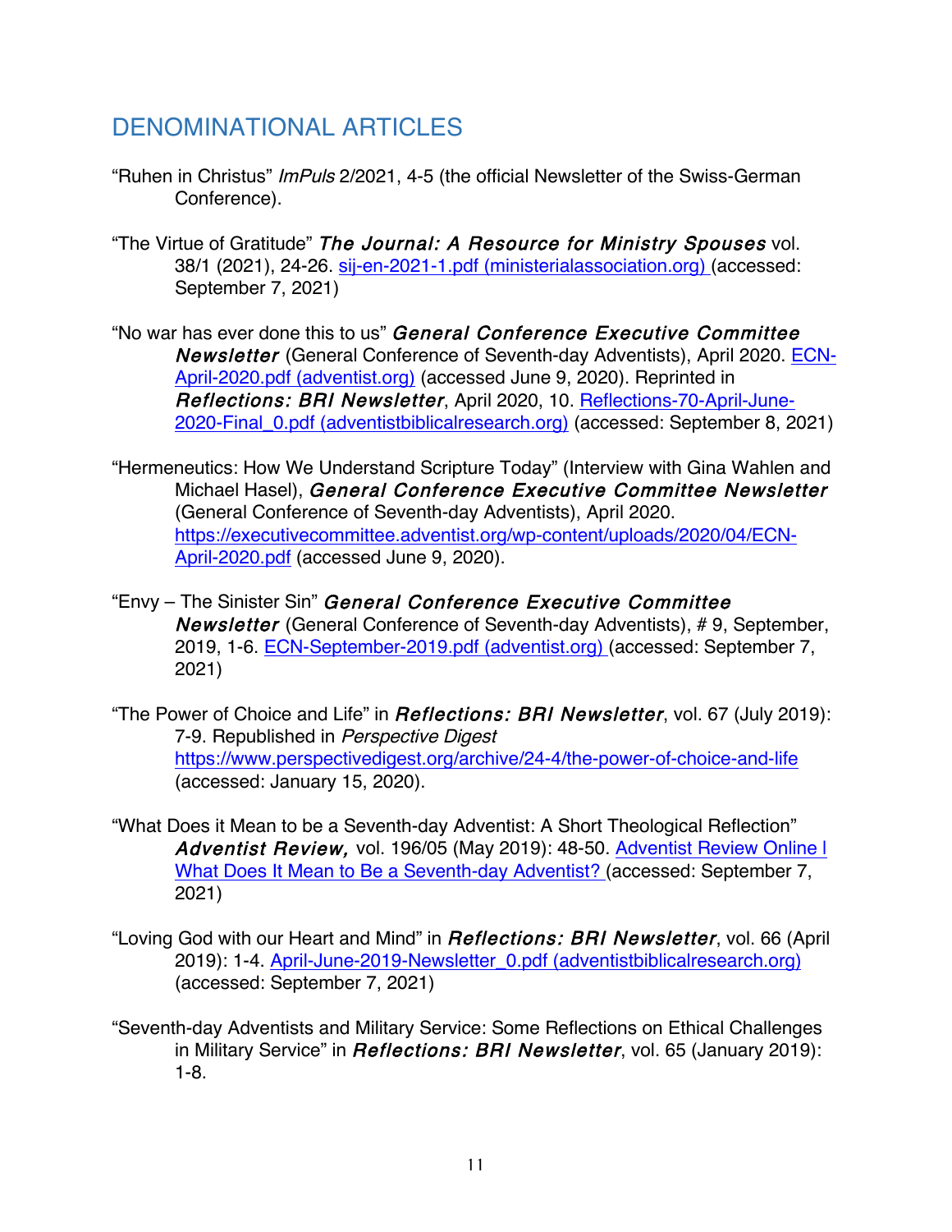# DENOMINATIONAL ARTICLES

"Ruhen in Christus" *ImPuls* 2/2021, 4-5 (the official Newsletter of the Swiss-German Conference).

"The Virtue of Gratitude" ***The Journal: A Resource for Ministry Spouses*** vol. 38/1 (2021), 24-26. [sij-en-2021-1.pdf (ministerialassociation.org)]() (accessed: September 7, 2021)

"No war has ever done this to us" ***General Conference Executive Committee Newsletter*** (General Conference of Seventh-day Adventists), April 2020. [ECN-April-2020.pdf (adventist.org)]() (accessed June 9, 2020). Reprinted in ***Reflections: BRI Newsletter***, April 2020, 10. [Reflections-70-April-June-2020-Final_0.pdf (adventistbiblicalresearch.org)]() (accessed: September 8, 2021)

"Hermeneutics: How We Understand Scripture Today" (Interview with Gina Wahlen and Michael Hasel), ***General Conference Executive Committee Newsletter*** (General Conference of Seventh-day Adventists), April 2020. https://executivecommittee.adventist.org/wp-content/uploads/2020/04/ECN-April-2020.pdf (accessed June 9, 2020).

"Envy – The Sinister Sin" ***General Conference Executive Committee Newsletter*** (General Conference of Seventh-day Adventists), # 9, September, 2019, 1-6. [ECN-September-2019.pdf (adventist.org)]() (accessed: September 7, 2021)

"The Power of Choice and Life" in ***Reflections: BRI Newsletter***, vol. 67 (July 2019): 7-9. Republished in *Perspective Digest* https://www.perspectivedigest.org/archive/24-4/the-power-of-choice-and-life (accessed: January 15, 2020).

"What Does it Mean to be a Seventh-day Adventist: A Short Theological Reflection" ***Adventist Review,*** vol. 196/05 (May 2019): 48-50. [Adventist Review Online | What Does It Mean to Be a Seventh-day Adventist?]() (accessed: September 7, 2021)

"Loving God with our Heart and Mind" in ***Reflections: BRI Newsletter***, vol. 66 (April 2019): 1-4. [April-June-2019-Newsletter_0.pdf (adventistbiblicalresearch.org)]() (accessed: September 7, 2021)

"Seventh-day Adventists and Military Service: Some Reflections on Ethical Challenges in Military Service" in ***Reflections: BRI Newsletter***, vol. 65 (January 2019): 1-8.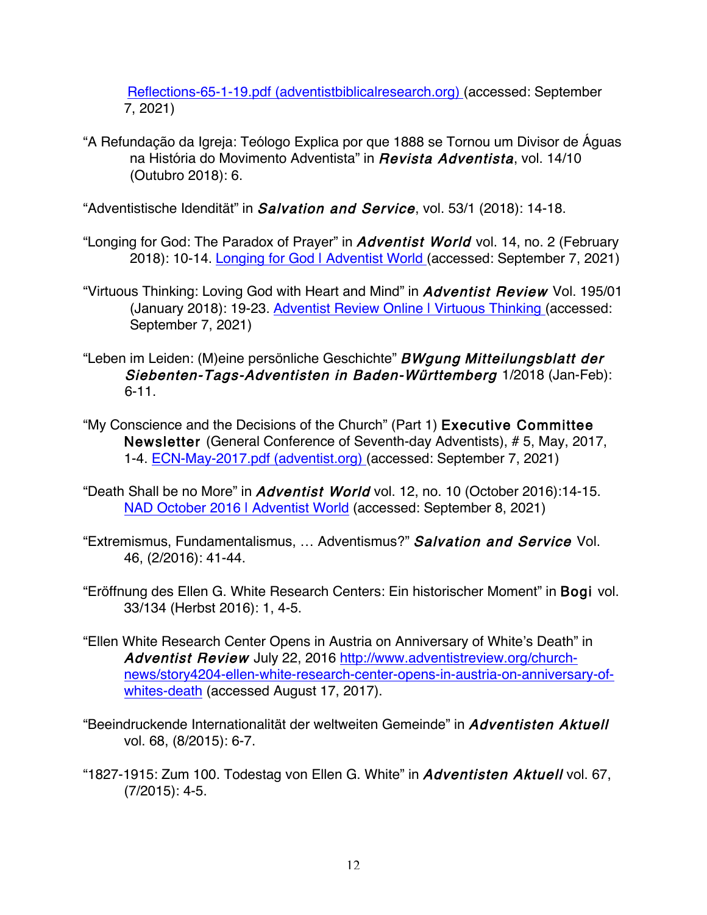[Reflections-65-1-19.pdf (adventistbiblicalresearch.org)](Reflections-65-1-19.pdf) (accessed: September 7, 2021)

"A Refundação da Igreja: Teólogo Explica por que 1888 se Tornou um Divisor de Águas na História do Movimento Adventista" in ***Revista Adventista***, vol. 14/10 (Outubro 2018): 6.

"Adventistische Idendität" in ***Salvation and Service***, vol. 53/1 (2018): 14-18.

"Longing for God: The Paradox of Prayer" in ***Adventist World*** vol. 14, no. 2 (February 2018): 10-14. Longing for God | Adventist World (accessed: September 7, 2021)

"Virtuous Thinking: Loving God with Heart and Mind" in ***Adventist Review*** Vol. 195/01 (January 2018): 19-23. Adventist Review Online | Virtuous Thinking (accessed: September 7, 2021)

"Leben im Leiden: (M)eine persönliche Geschichte" ***BWgung Mitteilungsblatt der Siebenten-Tags-Adventisten in Baden-Württemberg*** 1/2018 (Jan-Feb): 6-11.

"My Conscience and the Decisions of the Church" (Part 1) **Executive Committee Newsletter** (General Conference of Seventh-day Adventists), # 5, May, 2017, 1-4. ECN-May-2017.pdf (adventist.org) (accessed: September 7, 2021)

"Death Shall be no More" in ***Adventist World*** vol. 12, no. 10 (October 2016):14-15. NAD October 2016 | Adventist World (accessed: September 8, 2021)

"Extremismus, Fundamentalismus, … Adventismus?" ***Salvation and Service*** Vol. 46, (2/2016): 41-44.

"Eröffnung des Ellen G. White Research Centers: Ein historischer Moment" in **Bogi** vol. 33/134 (Herbst 2016): 1, 4-5.

"Ellen White Research Center Opens in Austria on Anniversary of White's Death" in ***Adventist Review*** July 22, 2016 http://www.adventistreview.org/church-news/story4204-ellen-white-research-center-opens-in-austria-on-anniversary-of-whites-death (accessed August 17, 2017).

"Beeindruckende Internationalität der weltweiten Gemeinde" in ***Adventisten Aktuell*** vol. 68, (8/2015): 6-7.

"1827-1915: Zum 100. Todestag von Ellen G. White" in ***Adventisten Aktuell*** vol. 67, (7/2015): 4-5.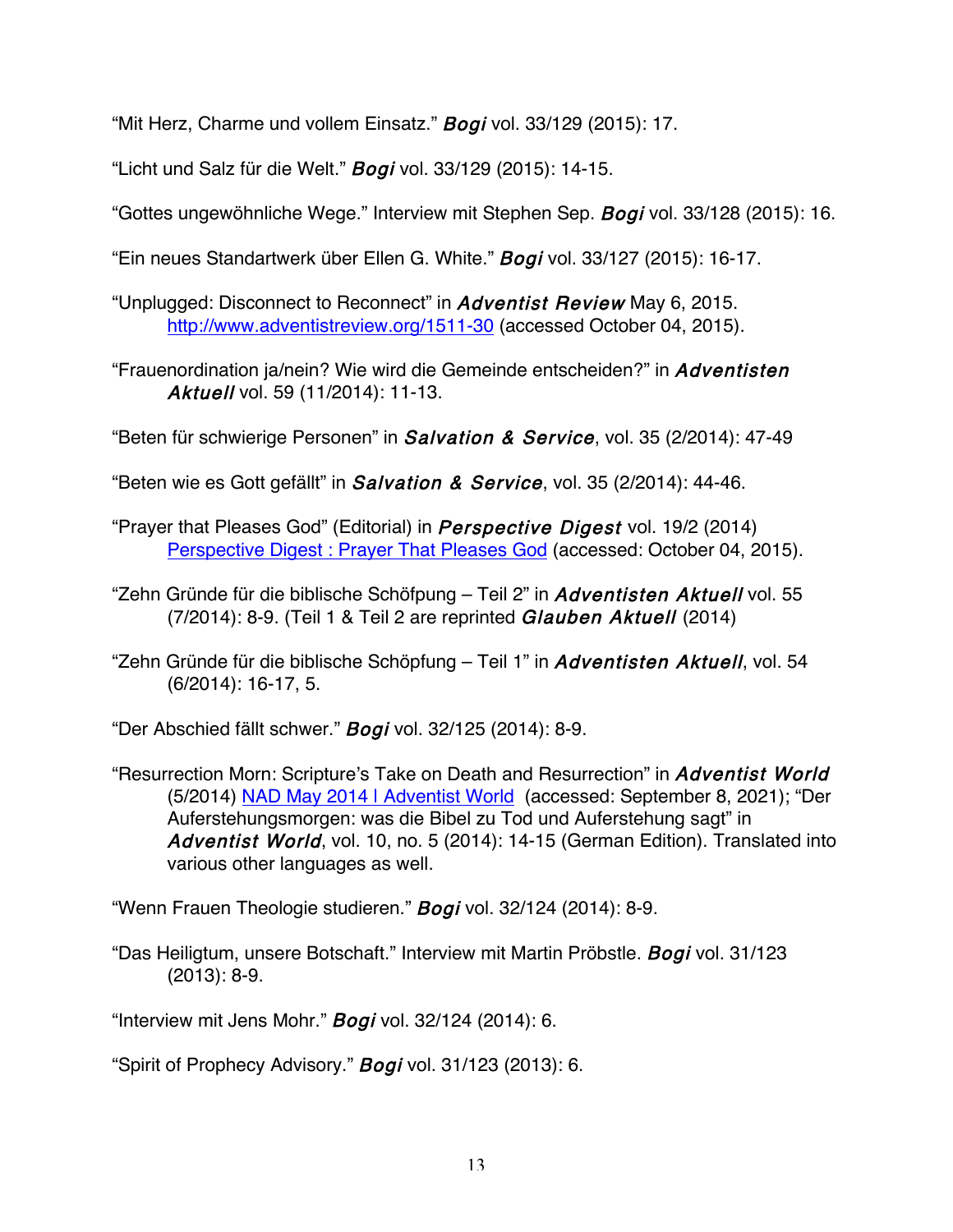"Mit Herz, Charme und vollem Einsatz." ***Bogi*** vol. 33/129 (2015): 17.

"Licht und Salz für die Welt." ***Bogi*** vol. 33/129 (2015): 14-15.

"Gottes ungewöhnliche Wege." Interview mit Stephen Sep. ***Bogi*** vol. 33/128 (2015): 16.

"Ein neues Standartwerk über Ellen G. White." ***Bogi*** vol. 33/127 (2015): 16-17.

"Unplugged: Disconnect to Reconnect" in ***Adventist Review*** May 6, 2015. [http://www.adventistreview.org/1511-30](http://www.adventistreview.org/1511-30) (accessed October 04, 2015).

"Frauenordination ja/nein? Wie wird die Gemeinde entscheiden?" in ***Adventisten Aktuell*** vol. 59 (11/2014): 11-13.

"Beten für schwierige Personen" in ***Salvation & Service***, vol. 35 (2/2014): 47-49

"Beten wie es Gott gefällt" in ***Salvation & Service***, vol. 35 (2/2014): 44-46.

"Prayer that Pleases God" (Editorial) in ***Perspective Digest*** vol. 19/2 (2014) Perspective Digest : Prayer That Pleases God (accessed: October 04, 2015).

"Zehn Gründe für die biblische Schöpfung – Teil 2" in ***Adventisten Aktuell*** vol. 55 (7/2014): 8-9. (Teil 1 & Teil 2 are reprinted ***Glauben Aktuell*** (2014)

"Zehn Gründe für die biblische Schöpfung – Teil 1" in ***Adventisten Aktuell***, vol. 54 (6/2014): 16-17, 5.

"Der Abschied fällt schwer." ***Bogi*** vol. 32/125 (2014): 8-9.

"Resurrection Morn: Scripture's Take on Death and Resurrection" in ***Adventist World*** (5/2014) NAD May 2014 | Adventist World (accessed: September 8, 2021); "Der Auferstehungsmorgen: was die Bibel zu Tod und Auferstehung sagt" in ***Adventist World***, vol. 10, no. 5 (2014): 14-15 (German Edition). Translated into various other languages as well.

"Wenn Frauen Theologie studieren." ***Bogi*** vol. 32/124 (2014): 8-9.

"Das Heiligtum, unsere Botschaft." Interview mit Martin Pröbstle. ***Bogi*** vol. 31/123 (2013): 8-9.

"Interview mit Jens Mohr." ***Bogi*** vol. 32/124 (2014): 6.

"Spirit of Prophecy Advisory." ***Bogi*** vol. 31/123 (2013): 6.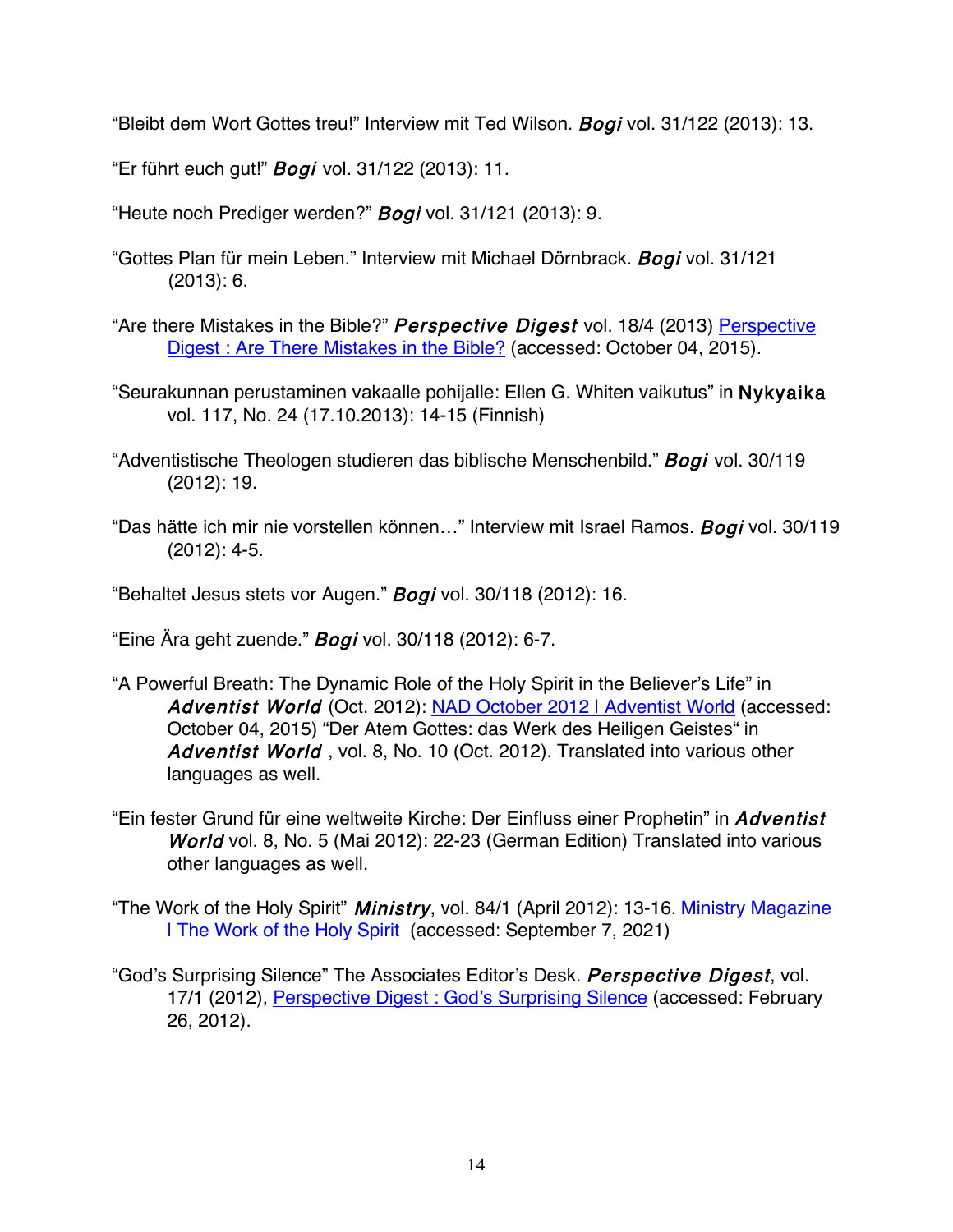"Bleibt dem Wort Gottes treu!" Interview mit Ted Wilson. ***Bogi*** vol. 31/122 (2013): 13.

"Er führt euch gut!" ***Bogi*** vol. 31/122 (2013): 11.

"Heute noch Prediger werden?" ***Bogi*** vol. 31/121 (2013): 9.

"Gottes Plan für mein Leben." Interview mit Michael Dörnbrack. ***Bogi*** vol. 31/121 (2013): 6.

"Are there Mistakes in the Bible?" ***Perspective Digest*** vol. 18/4 (2013) [Perspective Digest : Are There Mistakes in the Bible?] (accessed: October 04, 2015).

"Seurakunnan perustaminen vakaalle pohjalle: Ellen G. Whiten vaikutus" in **Nykyaika** vol. 117, No. 24 (17.10.2013): 14-15 (Finnish)

"Adventistische Theologen studieren das biblische Menschenbild." ***Bogi*** vol. 30/119 (2012): 19.

"Das hätte ich mir nie vorstellen können…" Interview mit Israel Ramos. ***Bogi*** vol. 30/119 (2012): 4-5.

"Behaltet Jesus stets vor Augen." ***Bogi*** vol. 30/118 (2012): 16.

"Eine Ära geht zuende." ***Bogi*** vol. 30/118 (2012): 6-7.

"A Powerful Breath: The Dynamic Role of the Holy Spirit in the Believer's Life" in ***Adventist World*** (Oct. 2012): [NAD October 2012 l Adventist World] (accessed: October 04, 2015) "Der Atem Gottes: das Werk des Heiligen Geistes" in ***Adventist World*** , vol. 8, No. 10 (Oct. 2012). Translated into various other languages as well.

"Ein fester Grund für eine weltweite Kirche: Der Einfluss einer Prophetin" in ***Adventist World*** vol. 8, No. 5 (Mai 2012): 22-23 (German Edition) Translated into various other languages as well.

"The Work of the Holy Spirit" ***Ministry***, vol. 84/1 (April 2012): 13-16. [Ministry Magazine l The Work of the Holy Spirit] (accessed: September 7, 2021)

"God's Surprising Silence" The Associates Editor's Desk. ***Perspective Digest***, vol. 17/1 (2012), [Perspective Digest : God's Surprising Silence] (accessed: February 26, 2012).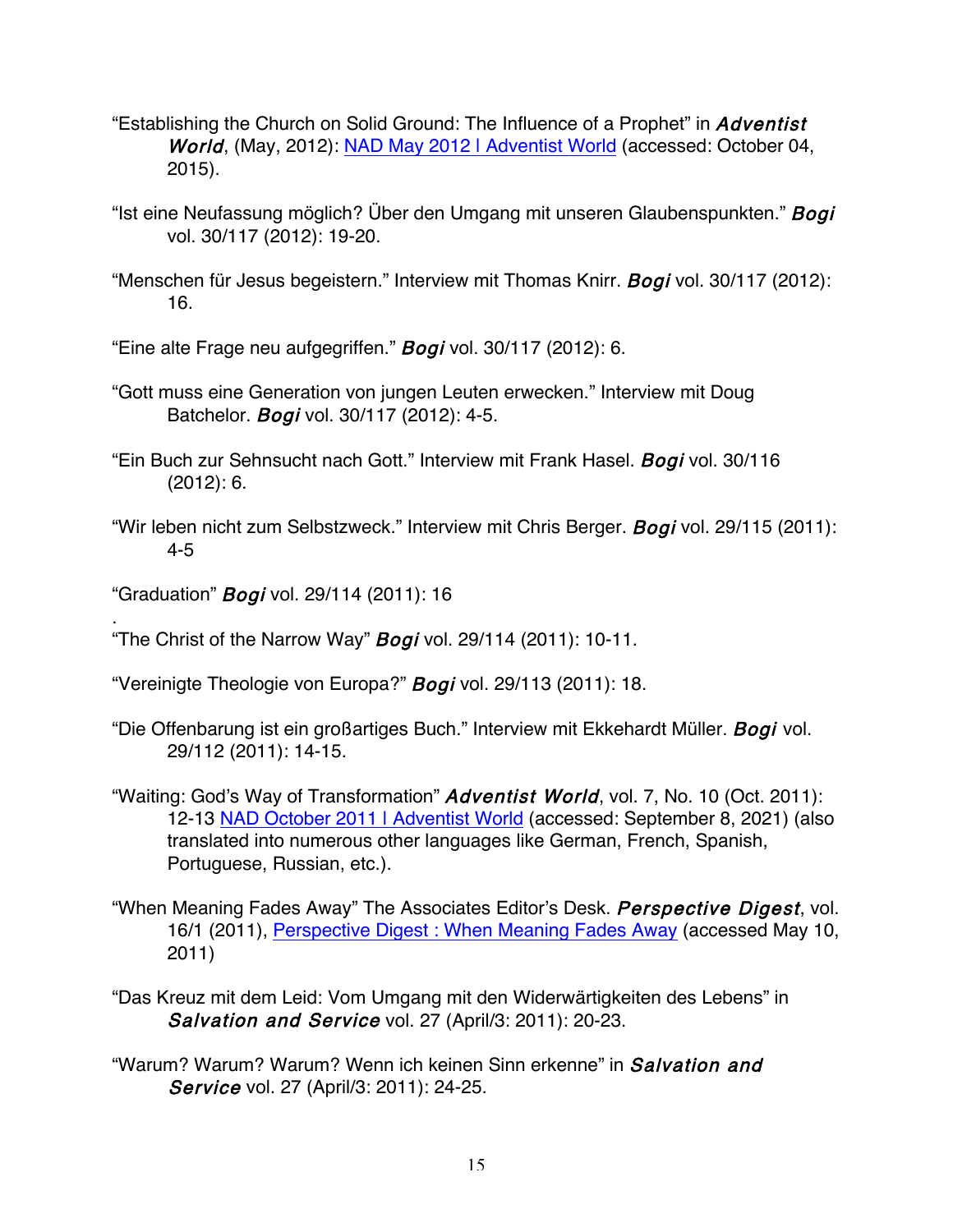"Establishing the Church on Solid Ground: The Influence of a Prophet" in ***Adventist World***, (May, 2012): [NAD May 2012 | Adventist World] (accessed: October 04, 2015).

"Ist eine Neufassung möglich? Über den Umgang mit unseren Glaubenspunkten." ***Bogi*** vol. 30/117 (2012): 19-20.

"Menschen für Jesus begeistern." Interview mit Thomas Knirr. ***Bogi*** vol. 30/117 (2012): 16.

"Eine alte Frage neu aufgegriffen." ***Bogi*** vol. 30/117 (2012): 6.

"Gott muss eine Generation von jungen Leuten erwecken." Interview mit Doug Batchelor. ***Bogi*** vol. 30/117 (2012): 4-5.

"Ein Buch zur Sehnsucht nach Gott." Interview mit Frank Hasel. ***Bogi*** vol. 30/116 (2012): 6.

"Wir leben nicht zum Selbstzweck." Interview mit Chris Berger. ***Bogi*** vol. 29/115 (2011): 4-5

"Graduation" ***Bogi*** vol. 29/114 (2011): 16

.
"The Christ of the Narrow Way" ***Bogi*** vol. 29/114 (2011): 10-11.

"Vereinigte Theologie von Europa?" ***Bogi*** vol. 29/113 (2011): 18.

"Die Offenbarung ist ein großartiges Buch." Interview mit Ekkehardt Müller. ***Bogi*** vol. 29/112 (2011): 14-15.

"Waiting: God's Way of Transformation" ***Adventist World***, vol. 7, No. 10 (Oct. 2011): 12-13 [NAD October 2011 | Adventist World] (accessed: September 8, 2021) (also translated into numerous other languages like German, French, Spanish, Portuguese, Russian, etc.).

"When Meaning Fades Away" The Associates Editor's Desk. ***Perspective Digest***, vol. 16/1 (2011), [Perspective Digest : When Meaning Fades Away] (accessed May 10, 2011)

"Das Kreuz mit dem Leid: Vom Umgang mit den Widerwärtigkeiten des Lebens" in ***Salvation and Service*** vol. 27 (April/3: 2011): 20-23.

"Warum? Warum? Warum? Wenn ich keinen Sinn erkenne" in ***Salvation and Service*** vol. 27 (April/3: 2011): 24-25.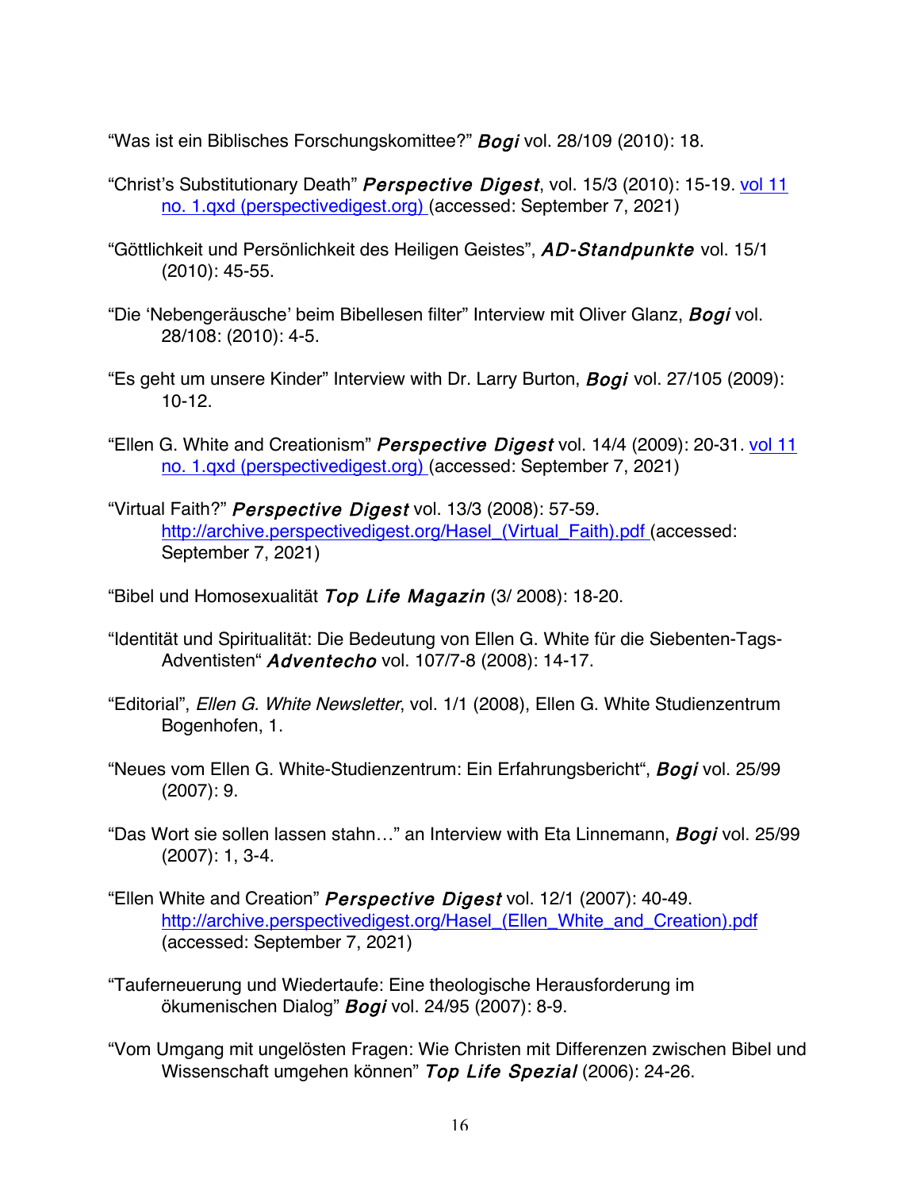“Was ist ein Biblisches Forschungskomittee?” ***Bogi*** vol. 28/109 (2010): 18.

“Christ’s Substitutional Death” ***Perspective Digest***, vol. 15/3 (2010): 15-19. [vol 11 no. 1.qxd (perspectivedigest.org)](perspectivedigest.org) (accessed: September 7, 2021)

“Göttlichkeit und Persönlichkeit des Heiligen Geistes”, ***AD-Standpunkte*** vol. 15/1 (2010): 45-55.

“Die ‘Nebengeräusche’ beim Bibellesen filter” Interview mit Oliver Glanz, ***Bogi*** vol. 28/108: (2010): 4-5.

“Es geht um unsere Kinder” Interview with Dr. Larry Burton, ***Bogi*** vol. 27/105 (2009): 10-12.

“Ellen G. White and Creationism” ***Perspective Digest*** vol. 14/4 (2009): 20-31. [vol 11 no. 1.qxd (perspectivedigest.org)](perspectivedigest.org) (accessed: September 7, 2021)

“Virtual Faith?” ***Perspective Digest*** vol. 13/3 (2008): 57-59. http://archive.perspectivedigest.org/Hasel_(Virtual_Faith).pdf (accessed: September 7, 2021)

“Bibel und Homosexualität ***Top Life Magazin*** (3/ 2008): 18-20.

“Identität und Spiritualität: Die Bedeutung von Ellen G. White für die Siebenten-Tags-Adventisten“ ***Adventecho*** vol. 107/7-8 (2008): 14-17.

“Editorial”, *Ellen G. White Newsletter*, vol. 1/1 (2008), Ellen G. White Studienzentrum Bogenhofen, 1.

“Neues vom Ellen G. White-Studienzentrum: Ein Erfahrungsbericht“, ***Bogi*** vol. 25/99 (2007): 9.

“Das Wort sie sollen lassen stahn…” an Interview with Eta Linnemann, ***Bogi*** vol. 25/99 (2007): 1, 3-4.

“Ellen White and Creation” ***Perspective Digest*** vol. 12/1 (2007): 40-49. http://archive.perspectivedigest.org/Hasel_(Ellen_White_and_Creation).pdf (accessed: September 7, 2021)

“Tauferneuerung und Wiedertaufe: Eine theologische Herausforderung im ökumenischen Dialog” ***Bogi*** vol. 24/95 (2007): 8-9.

“Vom Umgang mit ungelösten Fragen: Wie Christen mit Differenzen zwischen Bibel und Wissenschaft umgehen können” ***Top Life Spezial*** (2006): 24-26.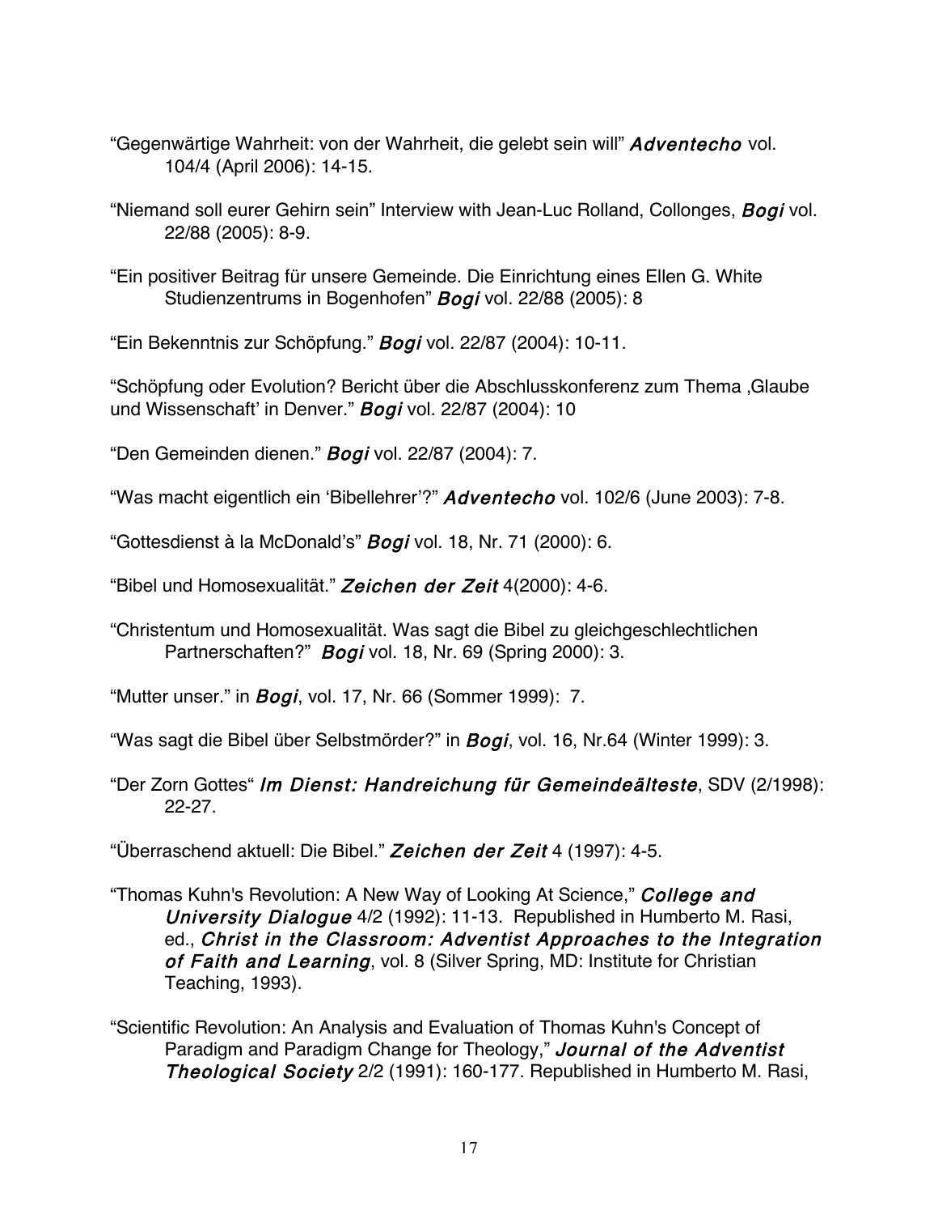"Gegenwärtige Wahrheit: von der Wahrheit, die gelebt sein will" *Adventecho* vol. 104/4 (April 2006): 14-15.

"Niemand soll eurer Gehirn sein" Interview with Jean-Luc Rolland, Collonges, *Bogi* vol. 22/88 (2005): 8-9.

"Ein positiver Beitrag für unsere Gemeinde. Die Einrichtung eines Ellen G. White Studienzentrums in Bogenhofen" *Bogi* vol. 22/88 (2005): 8

"Ein Bekenntnis zur Schöpfung." *Bogi* vol. 22/87 (2004): 10-11.

"Schöpfung oder Evolution? Bericht über die Abschlusskonferenz zum Thema ‚Glaube und Wissenschaft' in Denver." *Bogi* vol. 22/87 (2004): 10

"Den Gemeinden dienen." *Bogi* vol. 22/87 (2004): 7.

"Was macht eigentlich ein 'Bibellehrer'?" *Adventecho* vol. 102/6 (June 2003): 7-8.

"Gottesdienst à la McDonald's" *Bogi* vol. 18, Nr. 71 (2000): 6.

"Bibel und Homosexualität." *Zeichen der Zeit* 4(2000): 4-6.

"Christentum und Homosexualität. Was sagt die Bibel zu gleichgeschlechtlichen Partnerschaften?" *Bogi* vol. 18, Nr. 69 (Spring 2000): 3.

"Mutter unser." in *Bogi*, vol. 17, Nr. 66 (Sommer 1999): 7.

"Was sagt die Bibel über Selbstmörder?" in *Bogi*, vol. 16, Nr.64 (Winter 1999): 3.

"Der Zorn Gottes" *Im Dienst: Handreichung für Gemeindeälteste*, SDV (2/1998): 22-27.

"Überraschend aktuell: Die Bibel." *Zeichen der Zeit* 4 (1997): 4-5.

"Thomas Kuhn's Revolution: A New Way of Looking At Science," *College and University Dialogue* 4/2 (1992): 11-13. Republished in Humberto M. Rasi, ed., *Christ in the Classroom: Adventist Approaches to the Integration of Faith and Learning*, vol. 8 (Silver Spring, MD: Institute for Christian Teaching, 1993).

"Scientific Revolution: An Analysis and Evaluation of Thomas Kuhn's Concept of Paradigm and Paradigm Change for Theology," *Journal of the Adventist Theological Society* 2/2 (1991): 160-177. Republished in Humberto M. Rasi,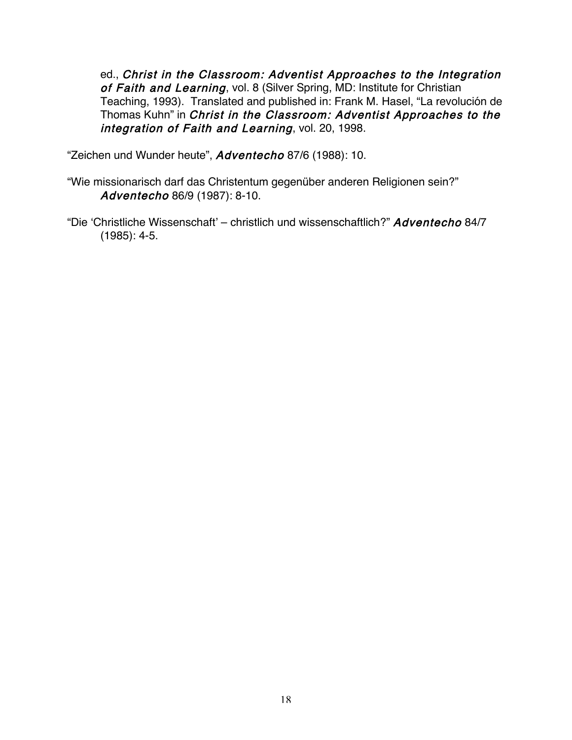ed., *Christ in the Classroom: Adventist Approaches to the Integration of Faith and Learning*, vol. 8 (Silver Spring, MD: Institute for Christian Teaching, 1993). Translated and published in: Frank M. Hasel, "La revolución de Thomas Kuhn" in *Christ in the Classroom: Adventist Approaches to the integration of Faith and Learning*, vol. 20, 1998.

"Zeichen und Wunder heute", *Adventecho* 87/6 (1988): 10.

"Wie missionarisch darf das Christentum gegenüber anderen Religionen sein?" *Adventecho* 86/9 (1987): 8-10.

"Die 'Christliche Wissenschaft' – christlich und wissenschaftlich?" *Adventecho* 84/7 (1985): 4-5.